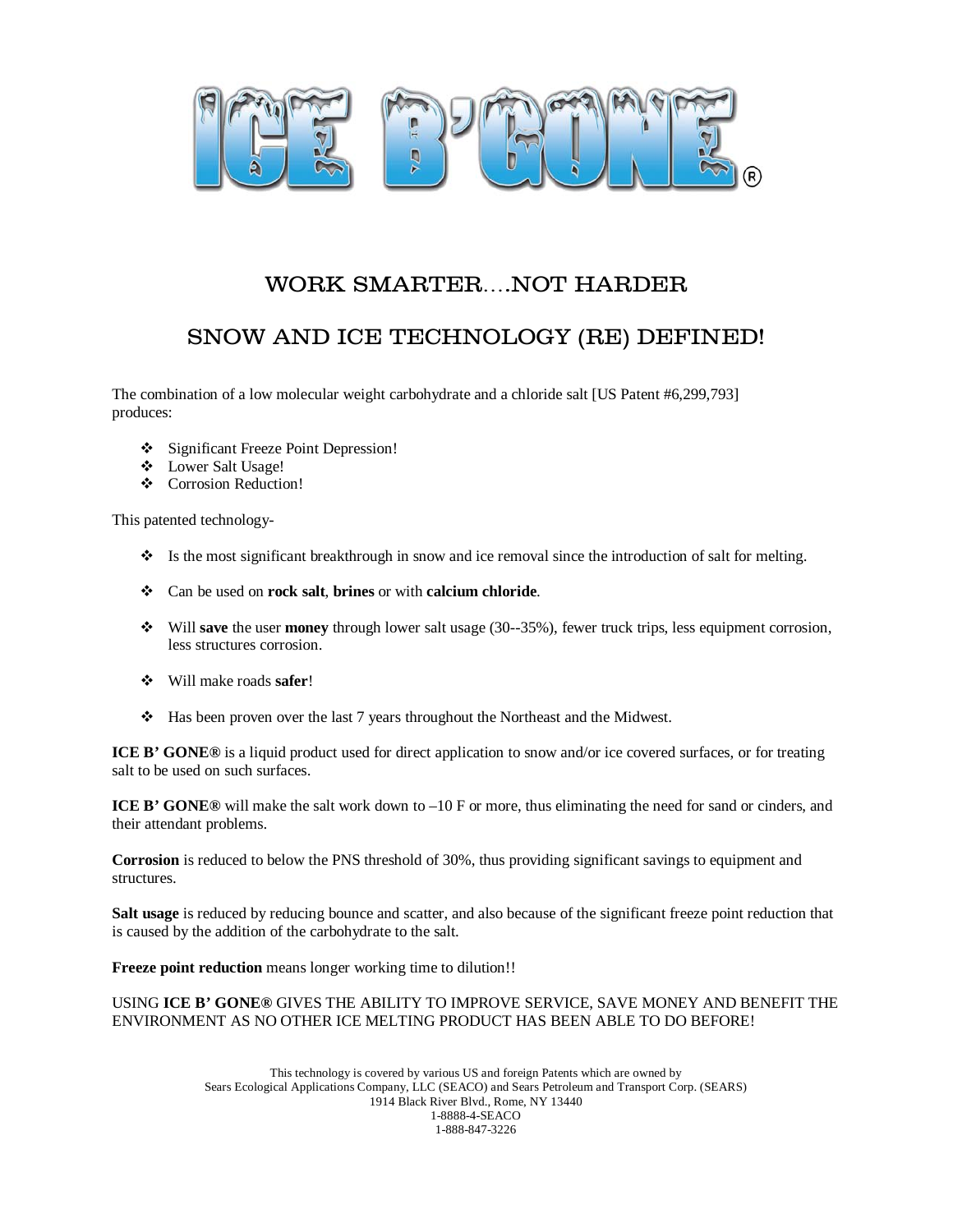# ICE B'GONE®

## WORK SMARTER....NOT HARDER

## SNOW AND ICE TECHNOLOGY (RE) DEFINED!

The combination of a low molecular weight carbohydrate and a chloride salt [US Patent #6,299,793] produces:

- Significant Freeze Point Depression!
- Lower Salt Usage!
- Corrosion Reduction!

This patented technology-

- Is the most significant breakthrough in snow and ice removal since the introduction of salt for melting.
- Can be used on **rock salt**, **brines** or with **calcium chloride**.
- Will **save** the user **money** through lower salt usage (30--35%), fewer truck trips, less equipment corrosion, less structures corrosion.
- Will make roads **safer**!
- Has been proven over the last 7 years throughout the Northeast and the Midwest.

**ICE B' GONE®** is a liquid product used for direct application to snow and/or ice covered surfaces, or for treating salt to be used on such surfaces.

**ICE B' GONE®** will make the salt work down to –10 F or more, thus eliminating the need for sand or cinders, and their attendant problems.

**Corrosion** is reduced to below the PNS threshold of 30%, thus providing significant savings to equipment and structures.

**Salt usage** is reduced by reducing bounce and scatter, and also because of the significant freeze point reduction that is caused by the addition of the carbohydrate to the salt.

**Freeze point reduction** means longer working time to dilution!!

USING **ICE B' GONE®** GIVES THE ABILITY TO IMPROVE SERVICE, SAVE MONEY AND BENEFIT THE ENVIRONMENT AS NO OTHER ICE MELTING PRODUCT HAS BEEN ABLE TO DO BEFORE!

This technology is covered by various US and foreign Patents which are owned by
Sears Ecological Applications Company, LLC (SEACO) and Sears Petroleum and Transport Corp. (SEARS)
1914 Black River Blvd., Rome, NY 13440
1-8888-4-SEACO
1-888-847-3226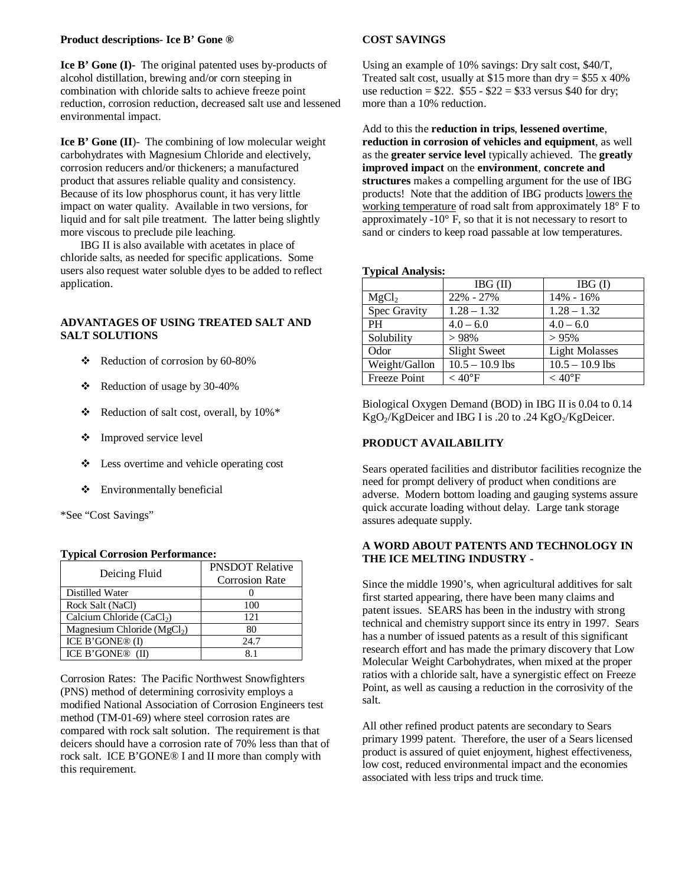**Product descriptions- Ice B' Gone ®**

**Ice B' Gone (I)**- The original patented uses by-products of alcohol distillation, brewing and/or corn steeping in combination with chloride salts to achieve freeze point reduction, corrosion reduction, decreased salt use and lessened environmental impact.

**Ice B' Gone (II**)- The combining of low molecular weight carbohydrates with Magnesium Chloride and electively, corrosion reducers and/or thickeners; a manufactured product that assures reliable quality and consistency. Because of its low phosphorus count, it has very little impact on water quality. Available in two versions, for liquid and for salt pile treatment. The latter being slightly more viscous to preclude pile leaching.

IBG II is also available with acetates in place of chloride salts, as needed for specific applications. Some users also request water soluble dyes to be added to reflect application.

**ADVANTAGES OF USING TREATED SALT AND SALT SOLUTIONS**

- Reduction of corrosion by 60-80%
- Reduction of usage by 30-40%
- Reduction of salt cost, overall, by 10%*
- Improved service level
- Less overtime and vehicle operating cost
- Environmentally beneficial

*See "Cost Savings"

**Typical Corrosion Performance:**

| Deicing Fluid | PNSDOT Relative Corrosion Rate |
|---|---|
| Distilled Water | 0 |
| Rock Salt (NaCl) | 100 |
| Calcium Chloride ($CaCl_2$) | 121 |
| Magnesium Chloride ($MgCl_2$) | 80 |
| ICE B'GONE® (I) | 24.7 |
| ICE B'GONE® (II) | 8.1 |

Corrosion Rates: The Pacific Northwest Snowfighters (PNS) method of determining corrosivity employs a modified National Association of Corrosion Engineers test method (TM-01-69) where steel corrosion rates are compared with rock salt solution. The requirement is that deicers should have a corrosion rate of 70% less than that of rock salt. ICE B'GONE® I and II more than comply with this requirement.

**COST SAVINGS**

Using an example of 10% savings: Dry salt cost, $40/T, Treated salt cost, usually at $15 more than dry = $55 x 40% use reduction = $22. $55 - $22 = $33 versus $40 for dry; more than a 10% reduction.

Add to this the **reduction in trips**, **lessened overtime**, **reduction in corrosion of vehicles and equipment**, as well as the **greater service level** typically achieved. The **greatly improved impact** on the **environment**, **concrete and structures** makes a compelling argument for the use of IBG products! Note that the addition of IBG products lowers the working temperature of road salt from approximately 18° F to approximately -10° F, so that it is not necessary to resort to sand or cinders to keep road passable at low temperatures.

**Typical Analysis:**

| | IBG (II) | IBG (I) |
|---|---|---|
| $MgCl_2$ | 22% - 27% | 14% - 16% |
| Spec Gravity | 1.28 – 1.32 | 1.28 – 1.32 |
| PH | 4.0 – 6.0 | 4.0 – 6.0 |
| Solubility | > 98% | > 95% |
| Odor | Slight Sweet | Light Molasses |
| Weight/Gallon | 10.5 – 10.9 lbs | 10.5 – 10.9 lbs |
| Freeze Point | < 40°F | < 40°F |

Biological Oxygen Demand (BOD) in IBG II is 0.04 to 0.14 $KgO_2$/KgDeicer and IBG I is .20 to .24 $KgO_2$/KgDeicer.

**PRODUCT AVAILABILITY**

Sears operated facilities and distributor facilities recognize the need for prompt delivery of product when conditions are adverse. Modern bottom loading and gauging systems assure quick accurate loading without delay. Large tank storage assures adequate supply.

**A WORD ABOUT PATENTS AND TECHNOLOGY IN THE ICE MELTING INDUSTRY -**

Since the middle 1990's, when agricultural additives for salt first started appearing, there have been many claims and patent issues. SEARS has been in the industry with strong technical and chemistry support since its entry in 1997. Sears has a number of issued patents as a result of this significant research effort and has made the primary discovery that Low Molecular Weight Carbohydrates, when mixed at the proper ratios with a chloride salt, have a synergistic effect on Freeze Point, as well as causing a reduction in the corrosivity of the salt.

All other refined product patents are secondary to Sears primary 1999 patent. Therefore, the user of a Sears licensed product is assured of quiet enjoyment, highest effectiveness, low cost, reduced environmental impact and the economies associated with less trips and truck time.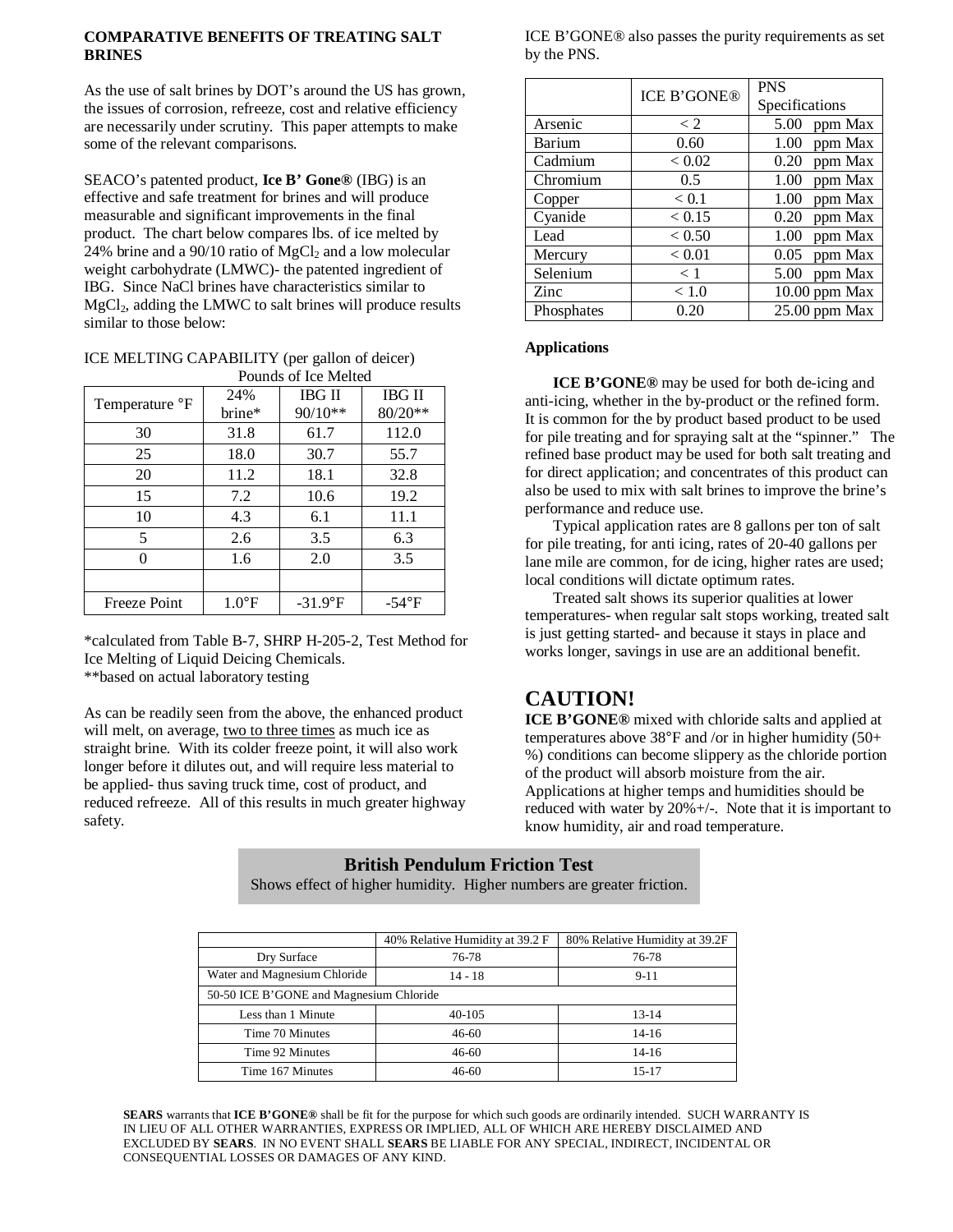**COMPARATIVE BENEFITS OF TREATING SALT BRINES**

As the use of salt brines by DOT's around the US has grown, the issues of corrosion, refreeze, cost and relative efficiency are necessarily under scrutiny. This paper attempts to make some of the relevant comparisons.

SEACO's patented product, **Ice B' Gone®** (IBG) is an effective and safe treatment for brines and will produce measurable and significant improvements in the final product. The chart below compares lbs. of ice melted by 24% brine and a 90/10 ratio of $MgCl_2$ and a low molecular weight carbohydrate (LMWC)- the patented ingredient of IBG. Since NaCl brines have characteristics similar to $MgCl_2$, adding the LMWC to salt brines will produce results similar to those below:

ICE MELTING CAPABILITY (per gallon of deicer)

| Temperature °F | Pounds of Ice Melted | | |
|---|---|---|---|
| | 24% brine* | IBG II 90/10** | IBG II 80/20** |
| 30 | 31.8 | 61.7 | 112.0 |
| 25 | 18.0 | 30.7 | 55.7 |
| 20 | 11.2 | 18.1 | 32.8 |
| 15 | 7.2 | 10.6 | 19.2 |
| 10 | 4.3 | 6.1 | 11.1 |
| 5 | 2.6 | 3.5 | 6.3 |
| 0 | 1.6 | 2.0 | 3.5 |
| | | | |
| Freeze Point | 1.0°F | -31.9°F | -54°F |

*calculated from Table B-7, SHRP H-205-2, Test Method for Ice Melting of Liquid Deicing Chemicals.
**based on actual laboratory testing

As can be readily seen from the above, the enhanced product will melt, on average, two to three times as much ice as straight brine. With its colder freeze point, it will also work longer before it dilutes out, and will require less material to be applied- thus saving truck time, cost of product, and reduced refreeze. All of this results in much greater highway safety.

ICE B'GONE® also passes the purity requirements as set by the PNS.

| | ICE B'GONE® | PNS Specifications |
|---|---|---|
| Arsenic | < 2 | 5.00 ppm Max |
| Barium | 0.60 | 1.00 ppm Max |
| Cadmium | < 0.02 | 0.20 ppm Max |
| Chromium | 0.5 | 1.00 ppm Max |
| Copper | < 0.1 | 1.00 ppm Max |
| Cyanide | < 0.15 | 0.20 ppm Max |
| Lead | < 0.50 | 1.00 ppm Max |
| Mercury | < 0.01 | 0.05 ppm Max |
| Selenium | < 1 | 5.00 ppm Max |
| Zinc | < 1.0 | 10.00 ppm Max |
| Phosphates | 0.20 | 25.00 ppm Max |

**Applications**

**ICE B'GONE®** may be used for both de-icing and anti-icing, whether in the by-product or the refined form. It is common for the by product based product to be used for pile treating and for spraying salt at the "spinner." The refined base product may be used for both salt treating and for direct application; and concentrates of this product can also be used to mix with salt brines to improve the brine's performance and reduce use.

Typical application rates are 8 gallons per ton of salt for pile treating, for anti icing, rates of 20-40 gallons per lane mile are common, for de icing, higher rates are used; local conditions will dictate optimum rates.

Treated salt shows its superior qualities at lower temperatures- when regular salt stops working, treated salt is just getting started- and because it stays in place and works longer, savings in use are an additional benefit.

## CAUTION!

**ICE B'GONE®** mixed with chloride salts and applied at temperatures above 38°F and /or in higher humidity (50+ %) conditions can become slippery as the chloride portion of the product will absorb moisture from the air. Applications at higher temps and humidities should be reduced with water by 20%+/-. Note that it is important to know humidity, air and road temperature.

**British Pendulum Friction Test**

Shows effect of higher humidity. Higher numbers are greater friction.

| | 40% Relative Humidity at 39.2 F | 80% Relative Humidity at 39.2F |
|---|---|---|
| Dry Surface | 76-78 | 76-78 |
| Water and Magnesium Chloride | 14 - 18 | 9-11 |
| 50-50 ICE B'GONE and Magnesium Chloride | | |
| Less than 1 Minute | 40-105 | 13-14 |
| Time 70 Minutes | 46-60 | 14-16 |
| Time 92 Minutes | 46-60 | 14-16 |
| Time 167 Minutes | 46-60 | 15-17 |

**SEARS** warrants that **ICE B'GONE®** shall be fit for the purpose for which such goods are ordinarily intended. SUCH WARRANTY IS IN LIEU OF ALL OTHER WARRANTIES, EXPRESS OR IMPLIED, ALL OF WHICH ARE HEREBY DISCLAIMED AND EXCLUDED BY **SEARS**. IN NO EVENT SHALL **SEARS** BE LIABLE FOR ANY SPECIAL, INDIRECT, INCIDENTAL OR CONSEQUENTIAL LOSSES OR DAMAGES OF ANY KIND.